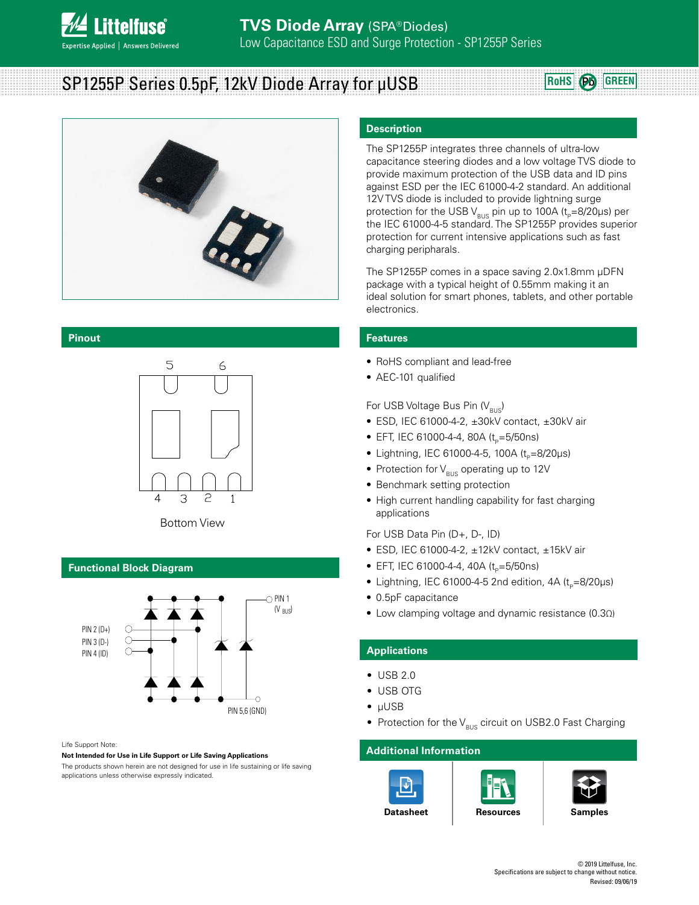# TVS Diode Array (SPA® Diodes)

Low Capacitance ESD and Surge Protection - SP1255P Series

## SP1255P Series 0.5pF, 12kV Diode Array for µUSB

RoHS Pb GREEN

## Description

The SP1255P integrates three channels of ultra-low capacitance steering diodes and a low voltage TVS diode to provide maximum protection of the USB data and ID pins against ESD per the IEC 61000-4-2 standard. An additional 12V TVS diode is included to provide lightning surge protection for the USB $V_{BUS}$ pin up to 100A ($t_p$=8/20µs) per the IEC 61000-4-5 standard. The SP1255P provides superior protection for current intensive applications such as fast charging peripharals.

The SP1255P comes in a space saving 2.0x1.8mm µDFN package with a typical height of 0.55mm making it an ideal solution for smart phones, tablets, and other portable electronics.

## Pinout

5 6

4 3 2 1

Bottom View

## Features

- RoHS compliant and lead-free
- AEC-101 qualified

For USB Voltage Bus Pin ($V_{BUS}$)

- ESD, IEC 61000-4-2, ±30kV contact, ±30kV air
- EFT, IEC 61000-4-4, 80A ($t_p$=5/50ns)
- Lightning, IEC 61000-4-5, 100A ($t_p$=8/20µs)
- Protection for $V_{BUS}$ operating up to 12V
- Benchmark setting protection
- High current handling capability for fast charging applications

For USB Data Pin (D+, D-, ID)

- ESD, IEC 61000-4-2, ±12kV contact, ±15kV air
- EFT, IEC 61000-4-4, 40A ($t_p$=5/50ns)
- Lightning, IEC 61000-4-5 2nd edition, 4A ($t_p$=8/20µs)
- 0.5pF capacitance
- Low clamping voltage and dynamic resistance (0.3Ω)

## Functional Block Diagram

PIN 2 (D+)
PIN 3 (D-)
PIN 4 (ID)
PIN 1 ($V_{BUS}$)
PIN 5,6 (GND)

## Applications

- USB 2.0
- USB OTG
- µUSB
- Protection for the $V_{BUS}$ circuit on USB2.0 Fast Charging

## Additional Information

Datasheet | Resources | Samples

Life Support Note:

**Not Intended for Use in Life Support or Life Saving Applications**

The products shown herein are not designed for use in life sustaining or life saving applications unless otherwise expressly indicated.

© 2019 Littelfuse, Inc.
Specifications are subject to change without notice.
Revised: 09/06/19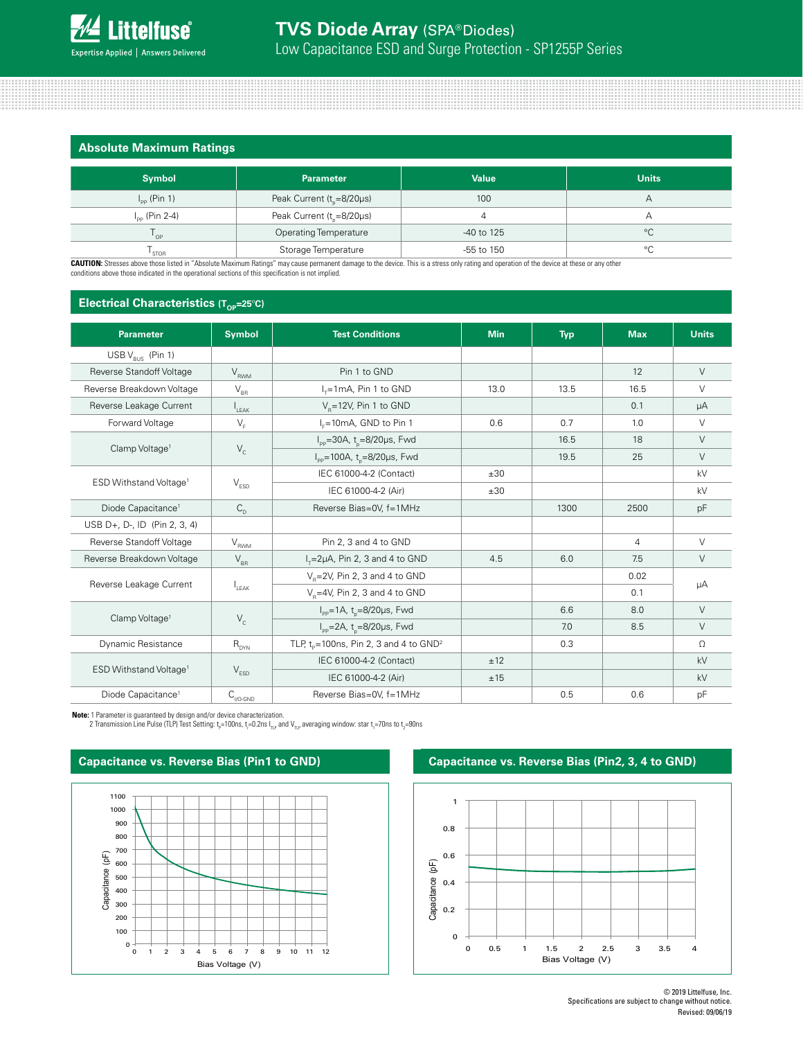## Absolute Maximum Ratings

| Symbol | Parameter | Value | Units |
|---|---|---|---|
| $I_{PP}$ (Pin 1) | Peak Current ($t_p$=8/20μs) | 100 | A |
| $I_{PP}$ (Pin 2-4) | Peak Current ($t_p$=8/20μs) | 4 | A |
| $T_{OP}$ | Operating Temperature | -40 to 125 | °C |
| $T_{STOR}$ | Storage Temperature | -55 to 150 | °C |

**CAUTION:** Stresses above those listed in "Absolute Maximum Ratings" may cause permanent damage to the device. This is a stress only rating and operation of the device at these or any other conditions above those indicated in the operational sections of this specification is not implied.

## Electrical Characteristics ($T_{OP}$=25°C)

| Parameter | Symbol | Test Conditions | Min | Typ | Max | Units |
|---|---|---|---|---|---|---|
| USB $V_{BUS}$ (Pin 1) | | | | | | |
| Reverse Standoff Voltage | $V_{RWM}$ | Pin 1 to GND | | | 12 | V |
| Reverse Breakdown Voltage | $V_{BR}$ | $I_T$=1mA, Pin 1 to GND | 13.0 | 13.5 | 16.5 | V |
| Reverse Leakage Current | $I_{LEAK}$ | $V_R$=12V, Pin 1 to GND | | | 0.1 | μA |
| Forward Voltage | $V_F$ | $I_F$=10mA, GND to Pin 1 | 0.6 | 0.7 | 1.0 | V |
| Clamp Voltage[1] | $V_C$ | $I_{PP}$=30A, $t_p$=8/20μs, Fwd | | 16.5 | 18 | V |
| | | $I_{PP}$=100A, $t_p$=8/20μs, Fwd | | 19.5 | 25 | V |
| ESD Withstand Voltage[1] | $V_{ESD}$ | IEC 61000-4-2 (Contact) | ±30 | | | kV |
| | | IEC 61000-4-2 (Air) | ±30 | | | kV |
| Diode Capacitance[1] | $C_D$ | Reverse Bias=0V, f=1MHz | | 1300 | 2500 | pF |
| USB D+, D-, ID (Pin 2, 3, 4) | | | | | | |
| Reverse Standoff Voltage | $V_{RWM}$ | Pin 2, 3 and 4 to GND | | | 4 | V |
| Reverse Breakdown Voltage | $V_{BR}$ | $I_T$=2μA, Pin 2, 3 and 4 to GND | 4.5 | 6.0 | 7.5 | V |
| Reverse Leakage Current | $I_{LEAK}$ | $V_R$=2V, Pin 2, 3 and 4 to GND | | | 0.02 | μA |
| | | $V_R$=4V, Pin 2, 3 and 4 to GND | | | 0.1 | μA |
| Clamp Voltage[1] | $V_C$ | $I_{PP}$=1A, $t_p$=8/20μs, Fwd | | 6.6 | 8.0 | V |
| | | $I_{PP}$=2A, $t_p$=8/20μs, Fwd | | 7.0 | 8.5 | V |
| Dynamic Resistance | $R_{DYN}$ | TLP, $t_p$=100ns, Pin 2, 3 and 4 to GND[2] | | 0.3 | | Ω |
| ESD Withstand Voltage[1] | $V_{ESD}$ | IEC 61000-4-2 (Contact) | ±12 | | | kV |
| | | IEC 61000-4-2 (Air) | ±15 | | | kV |
| Diode Capacitance[1] | $C_{I/O-GND}$ | Reverse Bias=0V, f=1MHz | | 0.5 | 0.6 | pF |

**Note:** 1 Parameter is guaranteed by design and/or device characterization.
2 Transmission Line Pulse (TLP) Test Setting: $t_p$=100ns, $t_r$=0.2ns $I_{TLP}$ and $V_{TLP}$ averaging window: star $t_1$=70ns to $t_2$=90ns

## Capacitance vs. Reverse Bias (Pin1 to GND)

## Capacitance vs. Reverse Bias (Pin2, 3, 4 to GND)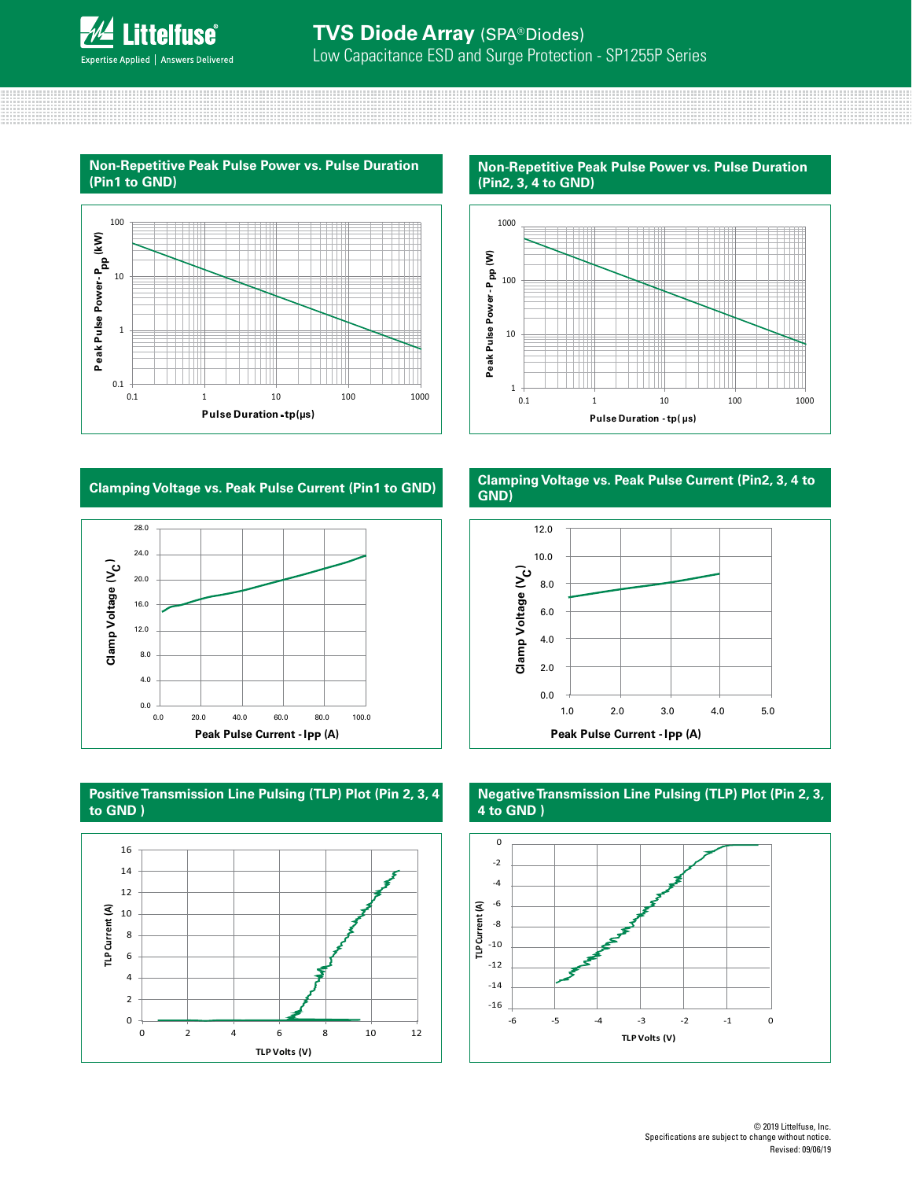## Non-Repetitive Peak Pulse Power vs. Pulse Duration (Pin1 to GND)

Peak Pulse Power - $P_{pp}$ (kW)

100
10
1
0.1

0.1 1 10 100 1000

Pulse Duration - tp(μs)

## Non-Repetitive Peak Pulse Power vs. Pulse Duration (Pin2, 3, 4 to GND)

Peak Pulse Power - $P_{pp}$ (W)

1000
100
10
1

0.1 1 10 100 1000

Pulse Duration - tp( μs)

## Clamping Voltage vs. Peak Pulse Current (Pin1 to GND)

Clamp Voltage ($V_C$)

28.0
24.0
20.0
16.0
12.0
8.0
4.0
0.0

0.0 20.0 40.0 60.0 80.0 100.0

Peak Pulse Current - Ipp (A)

## Clamping Voltage vs. Peak Pulse Current (Pin2, 3, 4 to GND)

Clamp Voltage ($V_C$)

12.0
10.0
8.0
6.0
4.0
2.0
0.0

1.0 2.0 3.0 4.0 5.0

Peak Pulse Current - Ipp (A)

## Positive Transmission Line Pulsing (TLP) Plot (Pin 2, 3, 4 to GND )

TLP Current (A)

16
14
12
10
8
6
4
2
0

0 2 4 6 8 10 12

TLP Volts (V)

## Negative Transmission Line Pulsing (TLP) Plot (Pin 2, 3, 4 to GND )

TLP Current (A)

0
-2
-4
-6
-8
-10
-12
-14
-16

-6 -5 -4 -3 -2 -1 0

TLP Volts (V)

© 2019 Littelfuse, Inc.
Specifications are subject to change without notice.
Revised: 09/06/19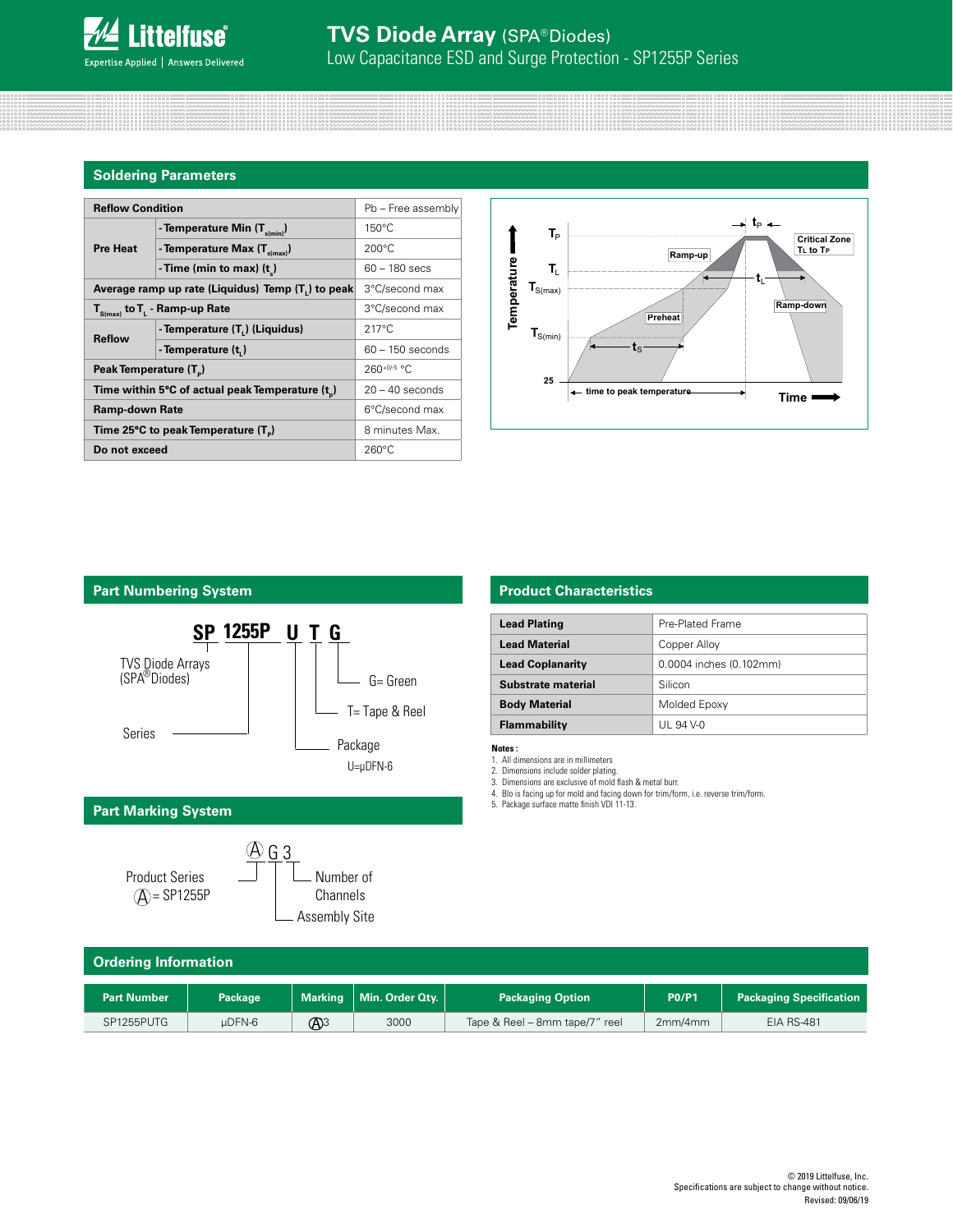## Soldering Parameters

| Reflow Condition | | Pb – Free assembly |
|---|---|---|
| Pre Heat | - Temperature Min ($T_{s(min)}$) | 150°C |
| | - Temperature Max ($T_{s(max)}$) | 200°C |
| | - Time (min to max) ($t_s$) | 60 – 180 secs |
| Average ramp up rate (Liquidus) Temp ($T_L$) to peak | | 3°C/second max |
| $T_{S(max)}$ to $T_L$ - Ramp-up Rate | | 3°C/second max |
| Reflow | - Temperature ($T_L$) (Liquidus) | 217°C |
| | - Temperature ($t_L$) | 60 – 150 seconds |
| Peak Temperature ($T_P$) | | $260^{+0/-5}$ °C |
| Time within 5°C of actual peak Temperature ($t_p$) | | 20 – 40 seconds |
| Ramp-down Rate | | 6°C/second max |
| Time 25°C to peak Temperature ($T_P$) | | 8 minutes Max. |
| Do not exceed | | 260°C |

## Part Numbering System

SP 1255P U T G

- SP: TVS Diode Arrays (SPA® Diodes)
- 1255P: Series
- U: Package — U=μDFN-6
- T: T= Tape & Reel
- G: G= Green

## Part Marking System

Ⓐ G 3

- Ⓐ: Product Series — Ⓐ = SP1255P
- G: Assembly Site
- 3: Number of Channels

## Product Characteristics

| Lead Plating | Pre-Plated Frame |
|---|---|
| Lead Material | Copper Alloy |
| Lead Coplanarity | 0.0004 inches (0.102mm) |
| Substrate material | Silicon |
| Body Material | Molded Epoxy |
| Flammability | UL 94 V-0 |

**Notes :**

1. All dimensions are in millimeters
2. Dimensions include solder plating.
3. Dimensions are exclusive of mold flash & metal burr.
4. Blo is facing up for mold and facing down for trim/form, i.e. reverse trim/form.
5. Package surface matte finish VDI 11-13.

## Ordering Information

| Part Number | Package | Marking | Min. Order Qty. | Packaging Option | P0/P1 | Packaging Specification |
|---|---|---|---|---|---|---|
| SP1255PUTG | μDFN-6 | Ⓐ3 | 3000 | Tape & Reel – 8mm tape/7" reel | 2mm/4mm | EIA RS-481 |

© 2019 Littelfuse, Inc.
Specifications are subject to change without notice.
Revised: 09/06/19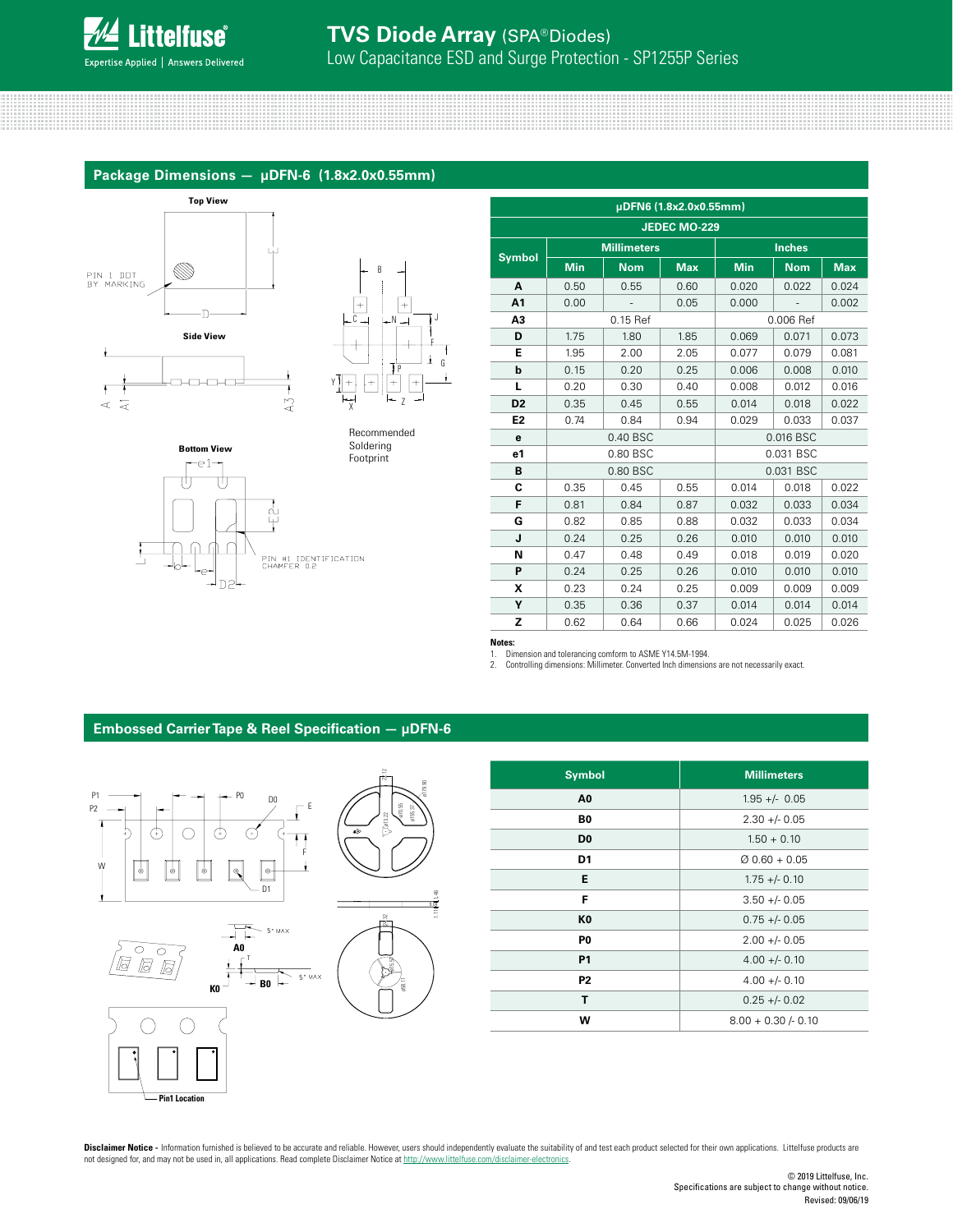## Package Dimensions — μDFN-6 (1.8x2.0x0.55mm)

Top View

PIN 1 DOT BY MARKING

Side View

Bottom View

PIN #1 IDENTIFICATION CHAMFER 0.2

Recommended Soldering Footprint

| Symbol | μDFN6 (1.8x2.0x0.55mm) JEDEC MO-229 | | | | | |
|---|---|---|---|---|---|---|
| | Millimeters | | | Inches | | |
| | Min | Nom | Max | Min | Nom | Max |
| A | 0.50 | 0.55 | 0.60 | 0.020 | 0.022 | 0.024 |
| A1 | 0.00 | - | 0.05 | 0.000 | - | 0.002 |
| A3 | 0.15 Ref | | | 0.006 Ref | | |
| D | 1.75 | 1.80 | 1.85 | 0.069 | 0.071 | 0.073 |
| E | 1.95 | 2.00 | 2.05 | 0.077 | 0.079 | 0.081 |
| b | 0.15 | 0.20 | 0.25 | 0.006 | 0.008 | 0.010 |
| L | 0.20 | 0.30 | 0.40 | 0.008 | 0.012 | 0.016 |
| D2 | 0.35 | 0.45 | 0.55 | 0.014 | 0.018 | 0.022 |
| E2 | 0.74 | 0.84 | 0.94 | 0.029 | 0.033 | 0.037 |
| e | 0.40 BSC | | | 0.016 BSC | | |
| e1 | 0.80 BSC | | | 0.031 BSC | | |
| B | 0.80 BSC | | | 0.031 BSC | | |
| C | 0.35 | 0.45 | 0.55 | 0.014 | 0.018 | 0.022 |
| F | 0.81 | 0.84 | 0.87 | 0.032 | 0.033 | 0.034 |
| G | 0.82 | 0.85 | 0.88 | 0.032 | 0.033 | 0.034 |
| J | 0.24 | 0.25 | 0.26 | 0.010 | 0.010 | 0.010 |
| N | 0.47 | 0.48 | 0.49 | 0.018 | 0.019 | 0.020 |
| P | 0.24 | 0.25 | 0.26 | 0.010 | 0.010 | 0.010 |
| X | 0.23 | 0.24 | 0.25 | 0.009 | 0.009 | 0.009 |
| Y | 0.35 | 0.36 | 0.37 | 0.014 | 0.014 | 0.014 |
| Z | 0.62 | 0.64 | 0.66 | 0.024 | 0.025 | 0.026 |

**Notes:**
1. Dimension and tolerancing comform to ASME Y14.5M-1994.
2. Controlling dimensions: Millimeter. Converted Inch dimensions are not necessarily exact.

## Embossed Carrier Tape & Reel Specification — μDFN-6

Pin1 Location

| Symbol | Millimeters |
|---|---|
| A0 | 1.95 +/- 0.05 |
| B0 | 2.30 +/- 0.05 |
| D0 | 1.50 + 0.10 |
| D1 | Ø 0.60 + 0.05 |
| E | 1.75 +/- 0.10 |
| F | 3.50 +/- 0.05 |
| K0 | 0.75 +/- 0.05 |
| P0 | 2.00 +/- 0.05 |
| P1 | 4.00 +/- 0.10 |
| P2 | 4.00 +/- 0.10 |
| T | 0.25 +/- 0.02 |
| W | 8.00 + 0.30 /- 0.10 |

**Disclaimer Notice -** Information furnished is believed to be accurate and reliable. However, users should independently evaluate the suitability of and test each product selected for their own applications. Littelfuse products are not designed for, and may not be used in, all applications. Read complete Disclaimer Notice at http://www.littelfuse.com/disclaimer-electronics.

© 2019 Littelfuse, Inc.
Specifications are subject to change without notice.
Revised: 09/06/19